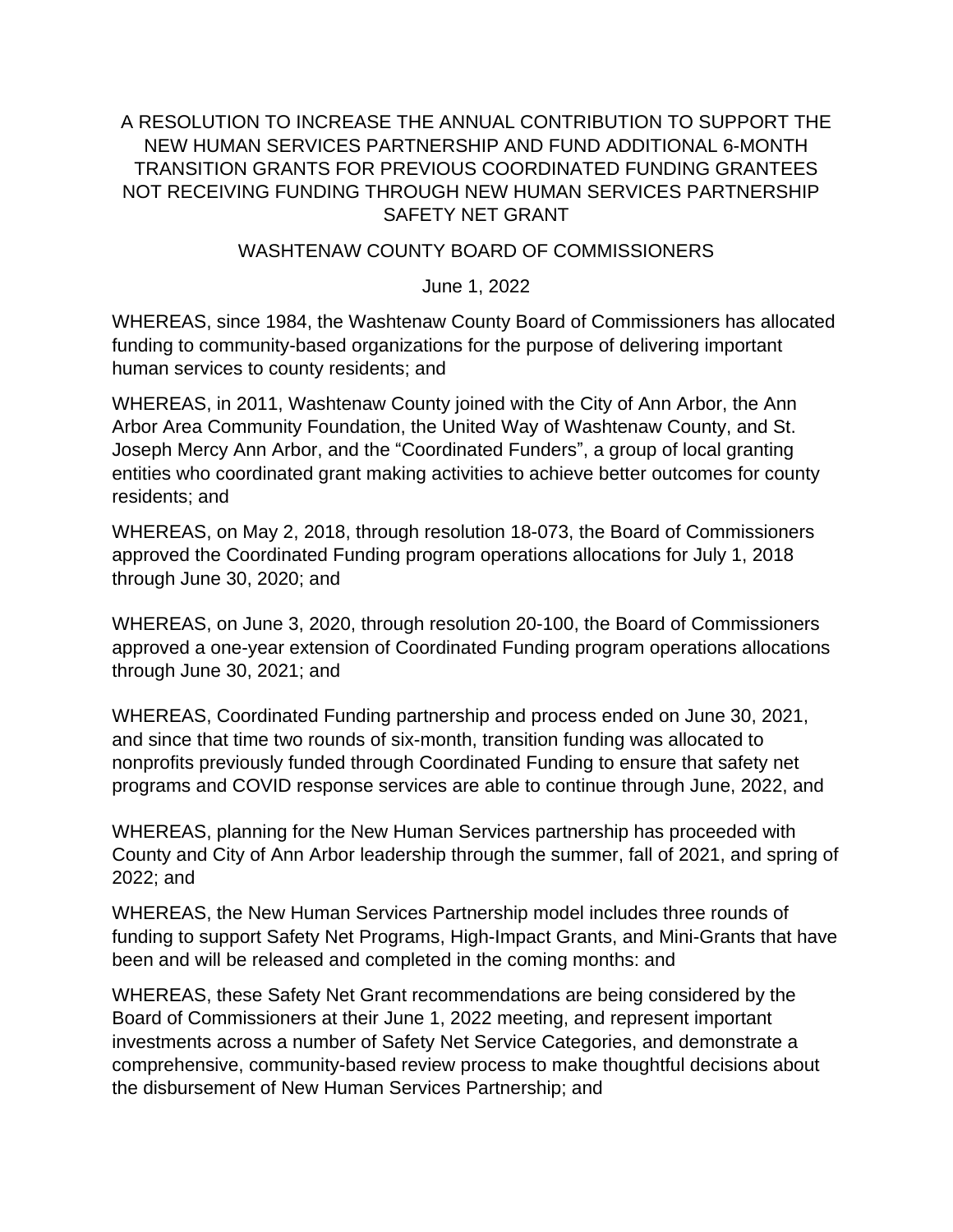# A RESOLUTION TO INCREASE THE ANNUAL CONTRIBUTION TO SUPPORT THE NEW HUMAN SERVICES PARTNERSHIP AND FUND ADDITIONAL 6-MONTH TRANSITION GRANTS FOR PREVIOUS COORDINATED FUNDING GRANTEES NOT RECEIVING FUNDING THROUGH NEW HUMAN SERVICES PARTNERSHIP SAFETY NET GRANT

WASHTENAW COUNTY BOARD OF COMMISSIONERS

June 1, 2022

WHEREAS, since 1984, the Washtenaw County Board of Commissioners has allocated funding to community-based organizations for the purpose of delivering important human services to county residents; and

WHEREAS, in 2011, Washtenaw County joined with the City of Ann Arbor, the Ann Arbor Area Community Foundation, the United Way of Washtenaw County, and St. Joseph Mercy Ann Arbor, and the "Coordinated Funders", a group of local granting entities who coordinated grant making activities to achieve better outcomes for county residents; and

WHEREAS, on May 2, 2018, through resolution 18-073, the Board of Commissioners approved the Coordinated Funding program operations allocations for July 1, 2018 through June 30, 2020; and

WHEREAS, on June 3, 2020, through resolution 20-100, the Board of Commissioners approved a one-year extension of Coordinated Funding program operations allocations through June 30, 2021; and

WHEREAS, Coordinated Funding partnership and process ended on June 30, 2021, and since that time two rounds of six-month, transition funding was allocated to nonprofits previously funded through Coordinated Funding to ensure that safety net programs and COVID response services are able to continue through June, 2022, and

WHEREAS, planning for the New Human Services partnership has proceeded with County and City of Ann Arbor leadership through the summer, fall of 2021, and spring of 2022; and

WHEREAS, the New Human Services Partnership model includes three rounds of funding to support Safety Net Programs, High-Impact Grants, and Mini-Grants that have been and will be released and completed in the coming months: and

WHEREAS, these Safety Net Grant recommendations are being considered by the Board of Commissioners at their June 1, 2022 meeting, and represent important investments across a number of Safety Net Service Categories, and demonstrate a comprehensive, community-based review process to make thoughtful decisions about the disbursement of New Human Services Partnership; and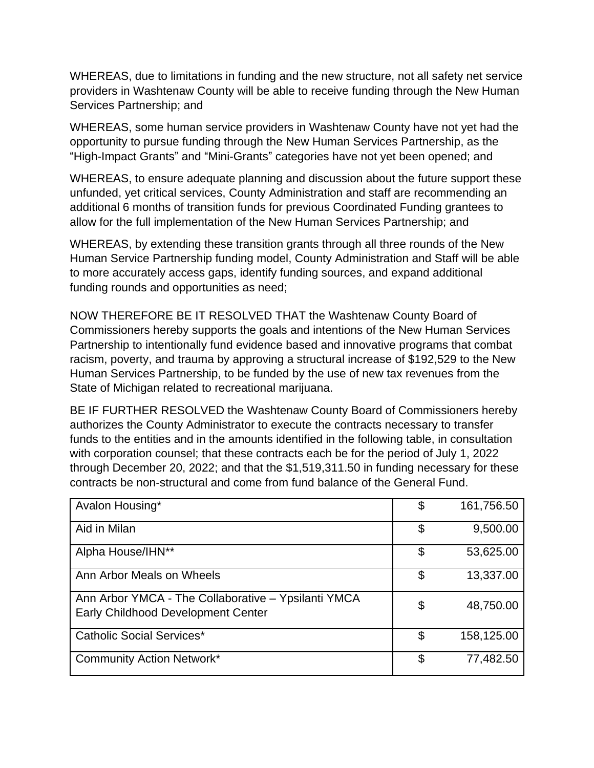WHEREAS, due to limitations in funding and the new structure, not all safety net service providers in Washtenaw County will be able to receive funding through the New Human Services Partnership; and

WHEREAS, some human service providers in Washtenaw County have not yet had the opportunity to pursue funding through the New Human Services Partnership, as the "High-Impact Grants" and "Mini-Grants" categories have not yet been opened; and

WHEREAS, to ensure adequate planning and discussion about the future support these unfunded, yet critical services, County Administration and staff are recommending an additional 6 months of transition funds for previous Coordinated Funding grantees to allow for the full implementation of the New Human Services Partnership; and

WHEREAS, by extending these transition grants through all three rounds of the New Human Service Partnership funding model, County Administration and Staff will be able to more accurately access gaps, identify funding sources, and expand additional funding rounds and opportunities as need;

NOW THEREFORE BE IT RESOLVED THAT the Washtenaw County Board of Commissioners hereby supports the goals and intentions of the New Human Services Partnership to intentionally fund evidence based and innovative programs that combat racism, poverty, and trauma by approving a structural increase of $192,529 to the New Human Services Partnership, to be funded by the use of new tax revenues from the State of Michigan related to recreational marijuana.

BE IF FURTHER RESOLVED the Washtenaw County Board of Commissioners hereby authorizes the County Administrator to execute the contracts necessary to transfer funds to the entities and in the amounts identified in the following table, in consultation with corporation counsel; that these contracts each be for the period of July 1, 2022 through December 20, 2022; and that the $1,519,311.50 in funding necessary for these contracts be non-structural and come from fund balance of the General Fund.

| | |
|---|---|
| Avalon Housing* | $ 161,756.50 |
| Aid in Milan | $ 9,500.00 |
| Alpha House/IHN** | $ 53,625.00 |
| Ann Arbor Meals on Wheels | $ 13,337.00 |
| Ann Arbor YMCA - The Collaborative – Ypsilanti YMCA Early Childhood Development Center | $ 48,750.00 |
| Catholic Social Services* | $ 158,125.00 |
| Community Action Network* | $ 77,482.50 |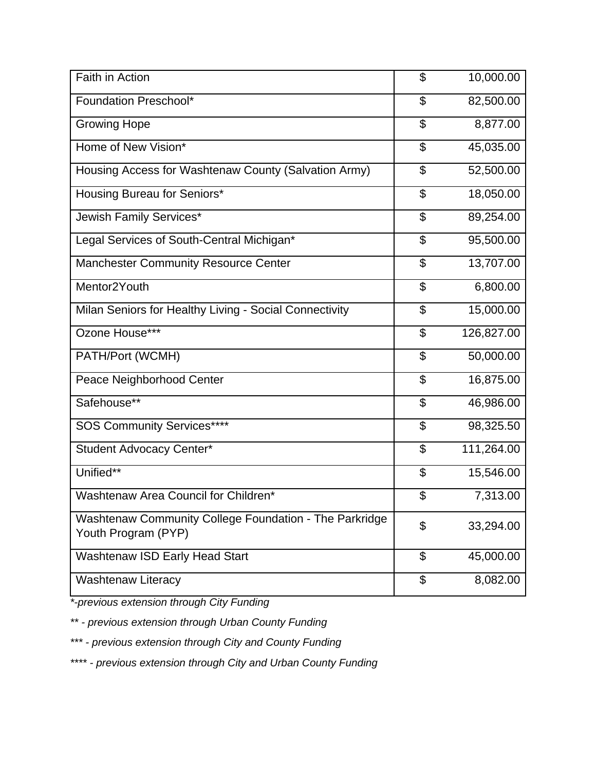| | |
|---|---|
| Faith in Action | $ 10,000.00 |
| Foundation Preschool* | $ 82,500.00 |
| Growing Hope | $ 8,877.00 |
| Home of New Vision* | $ 45,035.00 |
| Housing Access for Washtenaw County (Salvation Army) | $ 52,500.00 |
| Housing Bureau for Seniors* | $ 18,050.00 |
| Jewish Family Services* | $ 89,254.00 |
| Legal Services of South-Central Michigan* | $ 95,500.00 |
| Manchester Community Resource Center | $ 13,707.00 |
| Mentor2Youth | $ 6,800.00 |
| Milan Seniors for Healthy Living - Social Connectivity | $ 15,000.00 |
| Ozone House*** | $ 126,827.00 |
| PATH/Port (WCMH) | $ 50,000.00 |
| Peace Neighborhood Center | $ 16,875.00 |
| Safehouse** | $ 46,986.00 |
| SOS Community Services**** | $ 98,325.50 |
| Student Advocacy Center* | $ 111,264.00 |
| Unified** | $ 15,546.00 |
| Washtenaw Area Council for Children* | $ 7,313.00 |
| Washtenaw Community College Foundation - The Parkridge Youth Program (PYP) | $ 33,294.00 |
| Washtenaw ISD Early Head Start | $ 45,000.00 |
| Washtenaw Literacy | $ 8,082.00 |

*\*-previous extension through City Funding*

*\*\* - previous extension through Urban County Funding*

*\*\*\* - previous extension through City and County Funding*

*\*\*\*\* - previous extension through City and Urban County Funding*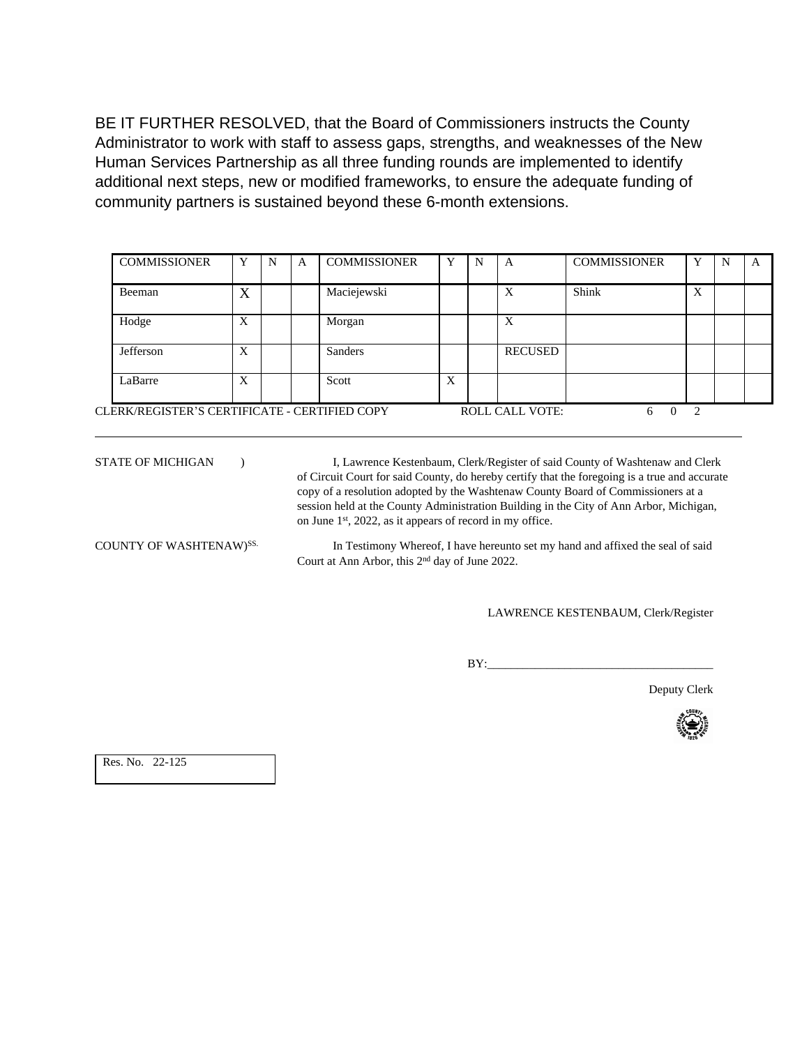BE IT FURTHER RESOLVED, that the Board of Commissioners instructs the County Administrator to work with staff to assess gaps, strengths, and weaknesses of the New Human Services Partnership as all three funding rounds are implemented to identify additional next steps, new or modified frameworks, to ensure the adequate funding of community partners is sustained beyond these 6-month extensions.

| COMMISSIONER | Y | N | A | COMMISSIONER | Y | N | A | COMMISSIONER | Y | N | A |
|---|---|---|---|---|---|---|---|---|---|---|---|
| Beeman | X | | | Maciejewski | | | X | Shink | X | | |
| Hodge | X | | | Morgan | | | X | | | | |
| Jefferson | X | | | Sanders | | | RECUSED | | | | |
| LaBarre | X | | | Scott | X | | | | | | |

CLERK/REGISTER'S CERTIFICATE - CERTIFIED COPY ROLL CALL VOTE: 6 0 2

STATE OF MICHIGAN )

COUNTY OF WASHTENAW)SS.

I, Lawrence Kestenbaum, Clerk/Register of said County of Washtenaw and Clerk of Circuit Court for said County, do hereby certify that the foregoing is a true and accurate copy of a resolution adopted by the Washtenaw County Board of Commissioners at a session held at the County Administration Building in the City of Ann Arbor, Michigan, on June 1st, 2022, as it appears of record in my office.

In Testimony Whereof, I have hereunto set my hand and affixed the seal of said Court at Ann Arbor, this 2nd day of June 2022.

LAWRENCE KESTENBAUM, Clerk/Register

BY:_______________________________________

Deputy Clerk

Res. No. 22-125